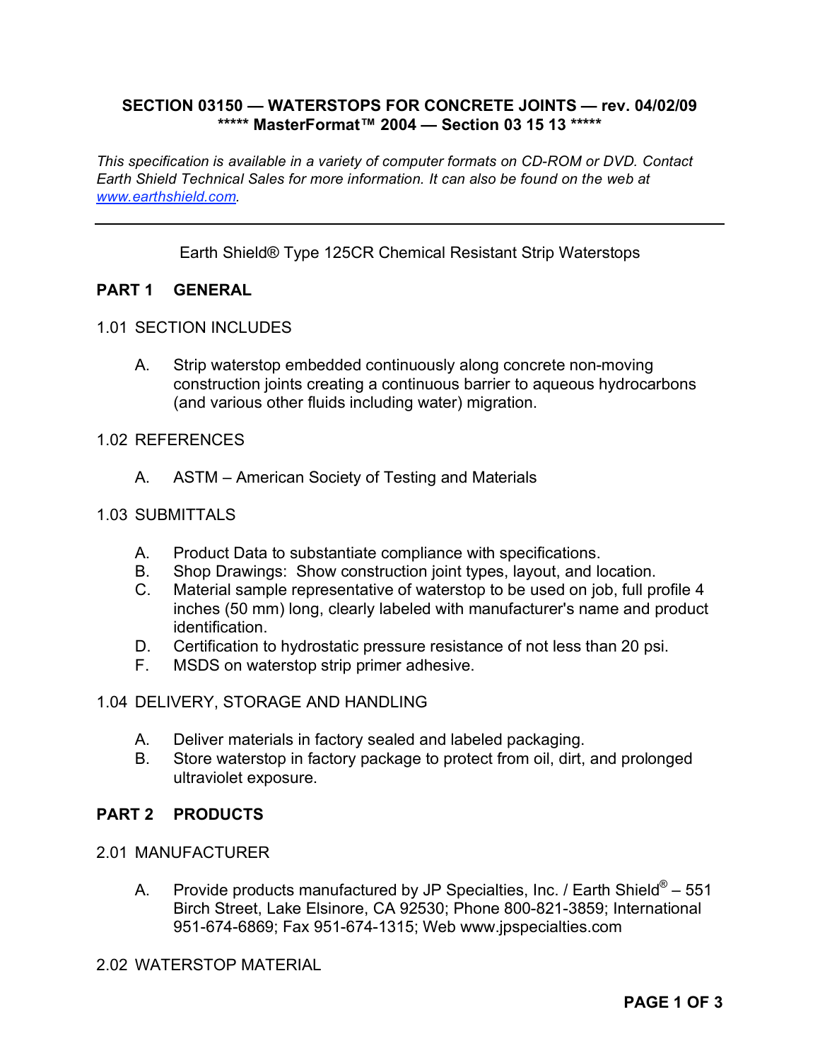**SECTION 03150 — WATERSTOPS FOR CONCRETE JOINTS — rev. 04/02/09**
**\*\*\*\*\* MasterFormat™ 2004 — Section 03 15 13 \*\*\*\*\***

*This specification is available in a variety of computer formats on CD-ROM or DVD. Contact Earth Shield Technical Sales for more information. It can also be found on the web at [www.earthshield.com](http://www.earthshield.com).*

---

Earth Shield® Type 125CR Chemical Resistant Strip Waterstops

## PART 1 GENERAL

### 1.01 SECTION INCLUDES

A. Strip waterstop embedded continuously along concrete non-moving construction joints creating a continuous barrier to aqueous hydrocarbons (and various other fluids including water) migration.

### 1.02 REFERENCES

A. ASTM – American Society of Testing and Materials

### 1.03 SUBMITTALS

A. Product Data to substantiate compliance with specifications.
B. Shop Drawings: Show construction joint types, layout, and location.
C. Material sample representative of waterstop to be used on job, full profile 4 inches (50 mm) long, clearly labeled with manufacturer's name and product identification.
D. Certification to hydrostatic pressure resistance of not less than 20 psi.
F. MSDS on waterstop strip primer adhesive.

### 1.04 DELIVERY, STORAGE AND HANDLING

A. Deliver materials in factory sealed and labeled packaging.
B. Store waterstop in factory package to protect from oil, dirt, and prolonged ultraviolet exposure.

## PART 2 PRODUCTS

### 2.01 MANUFACTURER

A. Provide products manufactured by JP Specialties, Inc. / Earth Shield® – 551 Birch Street, Lake Elsinore, CA 92530; Phone 800-821-3859; International 951-674-6869; Fax 951-674-1315; Web www.jpspecialties.com

### 2.02 WATERSTOP MATERIAL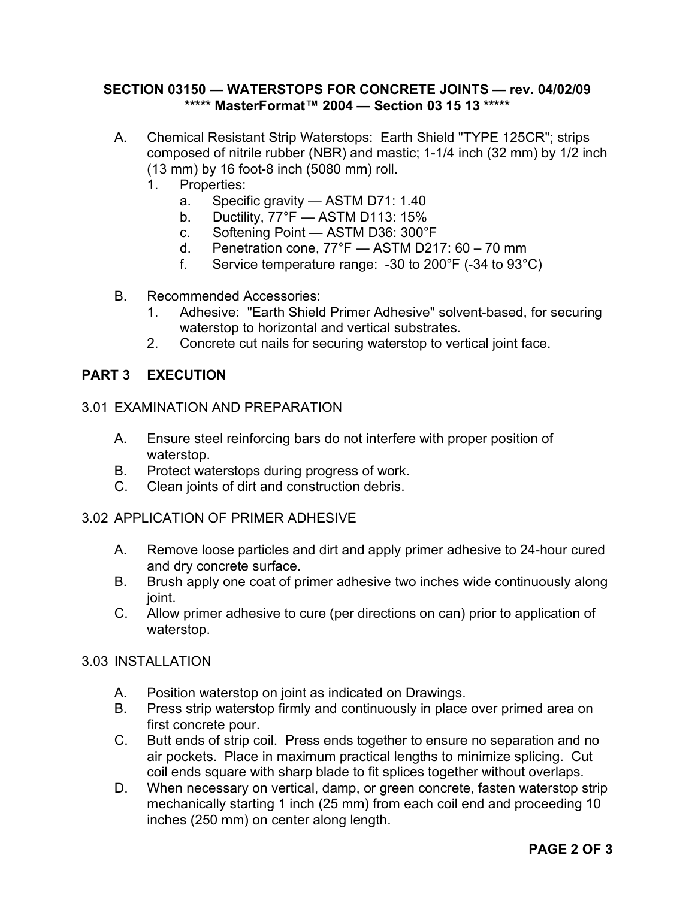**SECTION 03150 — WATERSTOPS FOR CONCRETE JOINTS — rev. 04/02/09**
**\*\*\*\*\* MasterFormat™ 2004 — Section 03 15 13 \*\*\*\*\***

A. Chemical Resistant Strip Waterstops: Earth Shield "TYPE 125CR"; strips composed of nitrile rubber (NBR) and mastic; 1-1/4 inch (32 mm) by 1/2 inch (13 mm) by 16 foot-8 inch (5080 mm) roll.
   1. Properties:
      a. Specific gravity — ASTM D71: 1.40
      b. Ductility, 77°F — ASTM D113: 15%
      c. Softening Point — ASTM D36: 300°F
      d. Penetration cone, 77°F — ASTM D217: 60 – 70 mm
      f. Service temperature range: -30 to 200°F (-34 to 93°C)

B. Recommended Accessories:
   1. Adhesive: "Earth Shield Primer Adhesive" solvent-based, for securing waterstop to horizontal and vertical substrates.
   2. Concrete cut nails for securing waterstop to vertical joint face.

## PART 3 EXECUTION

### 3.01 EXAMINATION AND PREPARATION

A. Ensure steel reinforcing bars do not interfere with proper position of waterstop.
B. Protect waterstops during progress of work.
C. Clean joints of dirt and construction debris.

### 3.02 APPLICATION OF PRIMER ADHESIVE

A. Remove loose particles and dirt and apply primer adhesive to 24-hour cured and dry concrete surface.
B. Brush apply one coat of primer adhesive two inches wide continuously along joint.
C. Allow primer adhesive to cure (per directions on can) prior to application of waterstop.

### 3.03 INSTALLATION

A. Position waterstop on joint as indicated on Drawings.
B. Press strip waterstop firmly and continuously in place over primed area on first concrete pour.
C. Butt ends of strip coil. Press ends together to ensure no separation and no air pockets. Place in maximum practical lengths to minimize splicing. Cut coil ends square with sharp blade to fit splices together without overlaps.
D. When necessary on vertical, damp, or green concrete, fasten waterstop strip mechanically starting 1 inch (25 mm) from each coil end and proceeding 10 inches (250 mm) on center along length.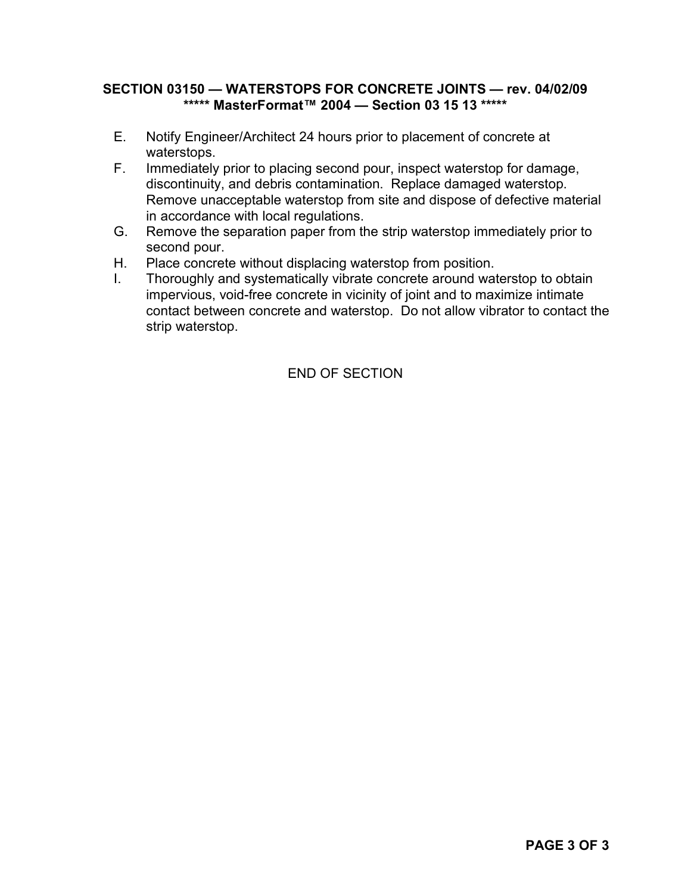E. Notify Engineer/Architect 24 hours prior to placement of concrete at waterstops.

F. Immediately prior to placing second pour, inspect waterstop for damage, discontinuity, and debris contamination. Replace damaged waterstop. Remove unacceptable waterstop from site and dispose of defective material in accordance with local regulations.

G. Remove the separation paper from the strip waterstop immediately prior to second pour.

H. Place concrete without displacing waterstop from position.

I. Thoroughly and systematically vibrate concrete around waterstop to obtain impervious, void-free concrete in vicinity of joint and to maximize intimate contact between concrete and waterstop. Do not allow vibrator to contact the strip waterstop.

END OF SECTION